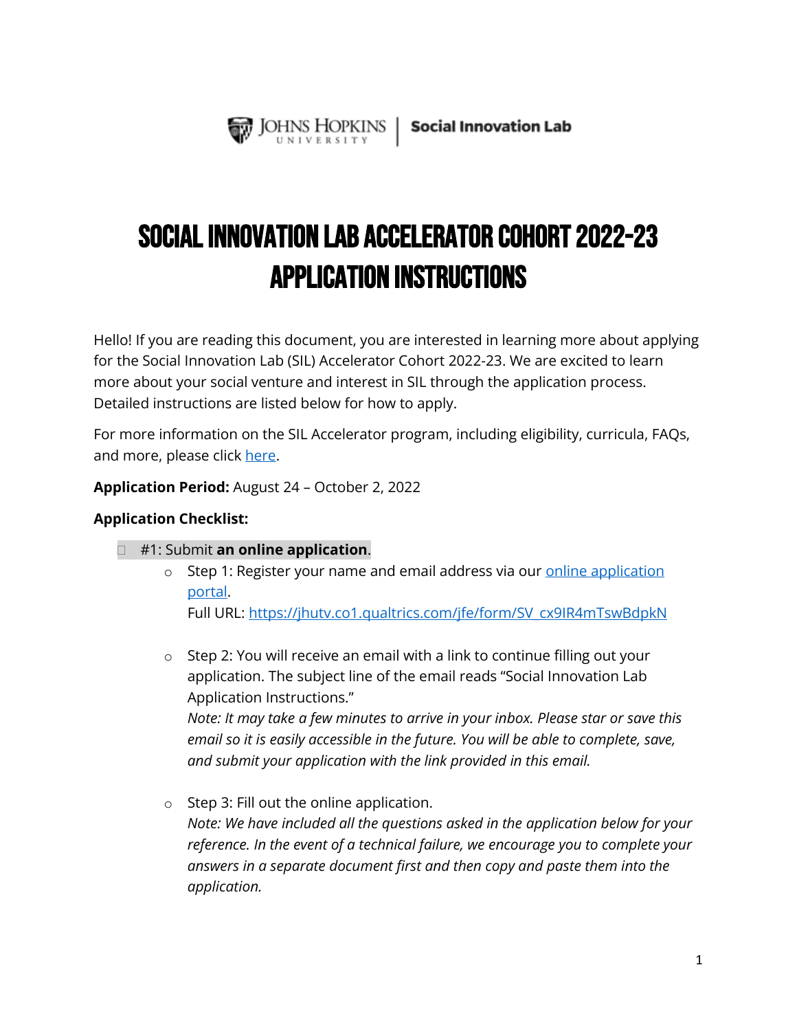Johns Hopkins University | Social Innovation Lab

# SOCIAL INNOVATION LAB ACCELERATOR COHORT 2022-23 APPLICATION INSTRUCTIONS

Hello! If you are reading this document, you are interested in learning more about applying for the Social Innovation Lab (SIL) Accelerator Cohort 2022-23. We are excited to learn more about your social venture and interest in SIL through the application process. Detailed instructions are listed below for how to apply.

For more information on the SIL Accelerator program, including eligibility, curricula, FAQs, and more, please click [here]().

**Application Period:** August 24 – October 2, 2022

**Application Checklist:**

- [ ] #1: Submit **an online application**.
  - Step 1: Register your name and email address via our [online application portal](https://jhutv.co1.qualtrics.com/jfe/form/SV_cx9IR4mTswBdpkN).
    Full URL: https://jhutv.co1.qualtrics.com/jfe/form/SV_cx9IR4mTswBdpkN
  - Step 2: You will receive an email with a link to continue filling out your application. The subject line of the email reads "Social Innovation Lab Application Instructions."
    *Note: It may take a few minutes to arrive in your inbox. Please star or save this email so it is easily accessible in the future. You will be able to complete, save, and submit your application with the link provided in this email.*
  - Step 3: Fill out the online application.
    *Note: We have included all the questions asked in the application below for your reference. In the event of a technical failure, we encourage you to complete your answers in a separate document first and then copy and paste them into the application.*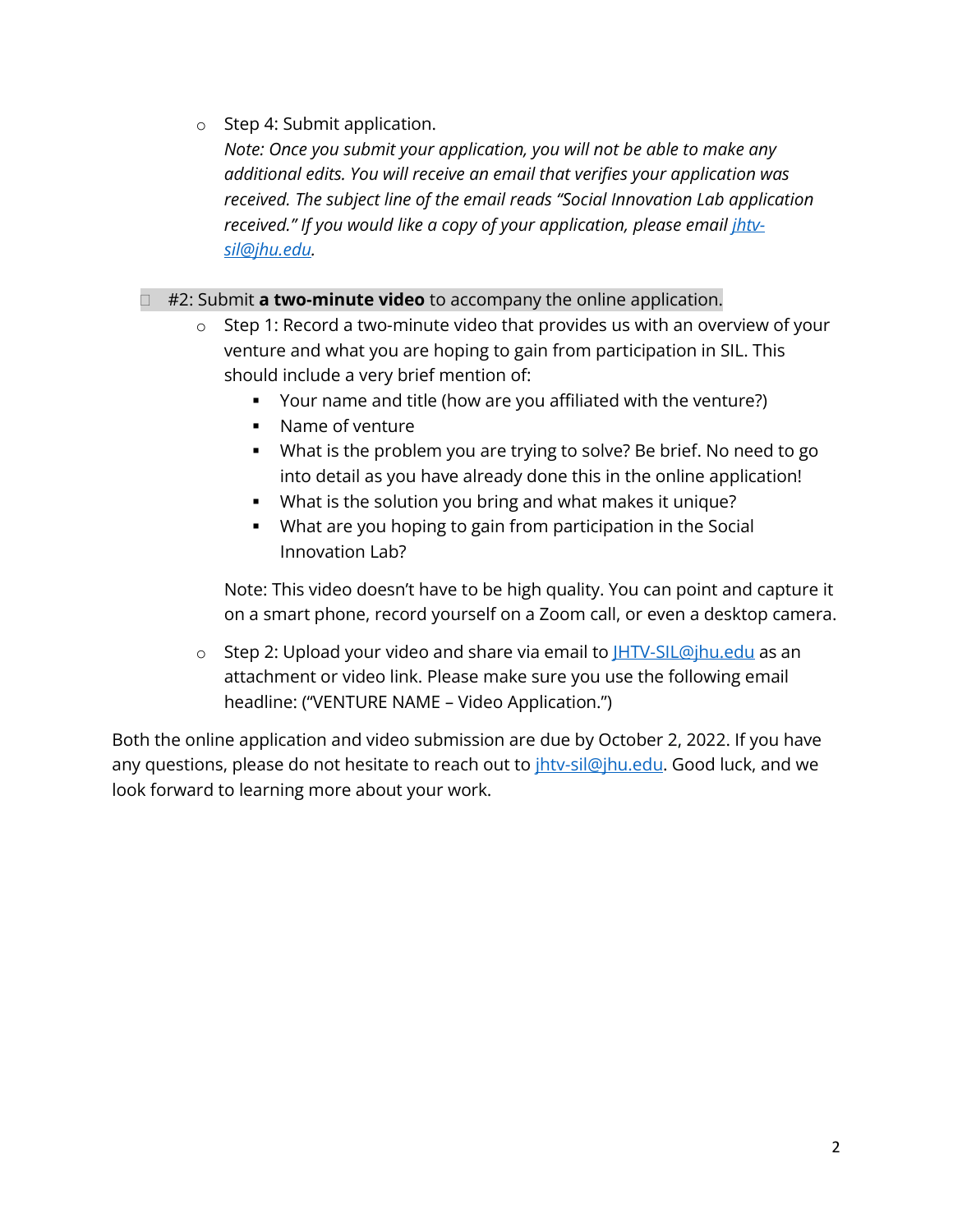- Step 4: Submit application.
    *Note: Once you submit your application, you will not be able to make any additional edits. You will receive an email that verifies your application was received. The subject line of the email reads "Social Innovation Lab application received." If you would like a copy of your application, please email [jhtv-sil@jhu.edu](mailto:jhtv-sil@jhu.edu).*

- #2: Submit **a two-minute video** to accompany the online application.
  - Step 1: Record a two-minute video that provides us with an overview of your venture and what you are hoping to gain from participation in SIL. This should include a very brief mention of:
    - Your name and title (how are you affiliated with the venture?)
    - Name of venture
    - What is the problem you are trying to solve? Be brief. No need to go into detail as you have already done this in the online application!
    - What is the solution you bring and what makes it unique?
    - What are you hoping to gain from participation in the Social Innovation Lab?

    Note: This video doesn't have to be high quality. You can point and capture it on a smart phone, record yourself on a Zoom call, or even a desktop camera.

  - Step 2: Upload your video and share via email to [JHTV-SIL@jhu.edu](mailto:JHTV-SIL@jhu.edu) as an attachment or video link. Please make sure you use the following email headline: ("VENTURE NAME – Video Application.")

Both the online application and video submission are due by October 2, 2022. If you have any questions, please do not hesitate to reach out to [jhtv-sil@jhu.edu](mailto:jhtv-sil@jhu.edu). Good luck, and we look forward to learning more about your work.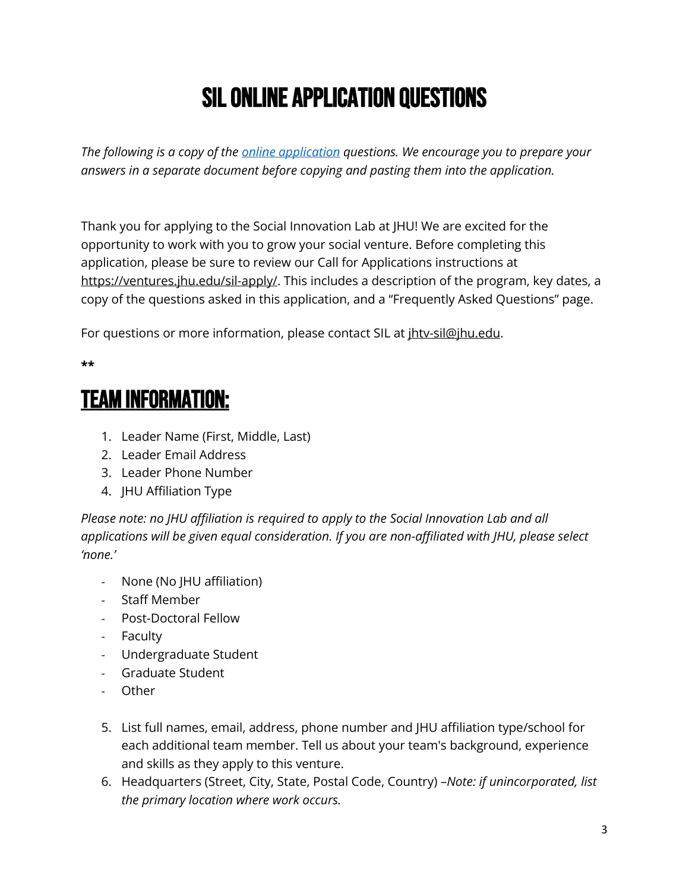# SIL ONLINE APPLICATION QUESTIONS

*The following is a copy of the [online application](online application) questions. We encourage you to prepare your answers in a separate document before copying and pasting them into the application.*

Thank you for applying to the Social Innovation Lab at JHU! We are excited for the opportunity to work with you to grow your social venture. Before completing this application, please be sure to review our Call for Applications instructions at https://ventures.jhu.edu/sil-apply/. This includes a description of the program, key dates, a copy of the questions asked in this application, and a "Frequently Asked Questions" page.

For questions or more information, please contact SIL at jhtv-sil@jhu.edu.

**

## TEAM INFORMATION:

1. Leader Name (First, Middle, Last)
2. Leader Email Address
3. Leader Phone Number
4. JHU Affiliation Type

*Please note: no JHU affiliation is required to apply to the Social Innovation Lab and all applications will be given equal consideration. If you are non-affiliated with JHU, please select 'none.'*

- None (No JHU affiliation)
- Staff Member
- Post-Doctoral Fellow
- Faculty
- Undergraduate Student
- Graduate Student
- Other

5. List full names, email, address, phone number and JHU affiliation type/school for each additional team member. Tell us about your team's background, experience and skills as they apply to this venture.
6. Headquarters (Street, City, State, Postal Code, Country) –*Note: if unincorporated, list the primary location where work occurs.*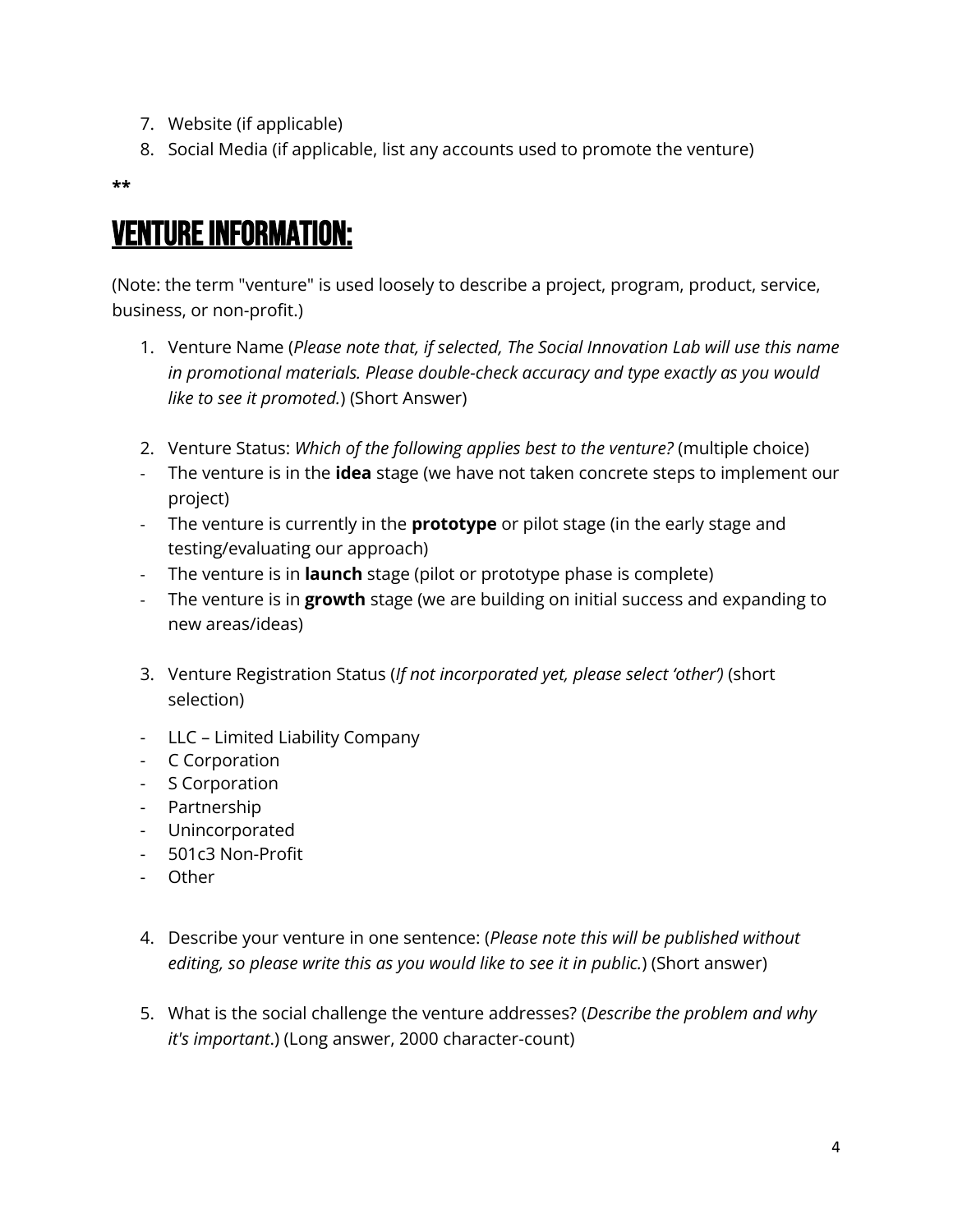7. Website (if applicable)
8. Social Media (if applicable, list any accounts used to promote the venture)

**

# VENTURE INFORMATION:

(Note: the term "venture" is used loosely to describe a project, program, product, service, business, or non-profit.)

1. Venture Name (*Please note that, if selected, The Social Innovation Lab will use this name in promotional materials. Please double-check accuracy and type exactly as you would like to see it promoted.*) (Short Answer)

2. Venture Status: *Which of the following applies best to the venture?* (multiple choice)
   - The venture is in the **idea** stage (we have not taken concrete steps to implement our project)
   - The venture is currently in the **prototype** or pilot stage (in the early stage and testing/evaluating our approach)
   - The venture is in **launch** stage (pilot or prototype phase is complete)
   - The venture is in **growth** stage (we are building on initial success and expanding to new areas/ideas)

3. Venture Registration Status (*If not incorporated yet, please select 'other')* (short selection)
   - LLC – Limited Liability Company
   - C Corporation
   - S Corporation
   - Partnership
   - Unincorporated
   - 501c3 Non-Profit
   - Other

4. Describe your venture in one sentence: (*Please note this will be published without editing, so please write this as you would like to see it in public.*) (Short answer)

5. What is the social challenge the venture addresses? (*Describe the problem and why it's important*.) (Long answer, 2000 character-count)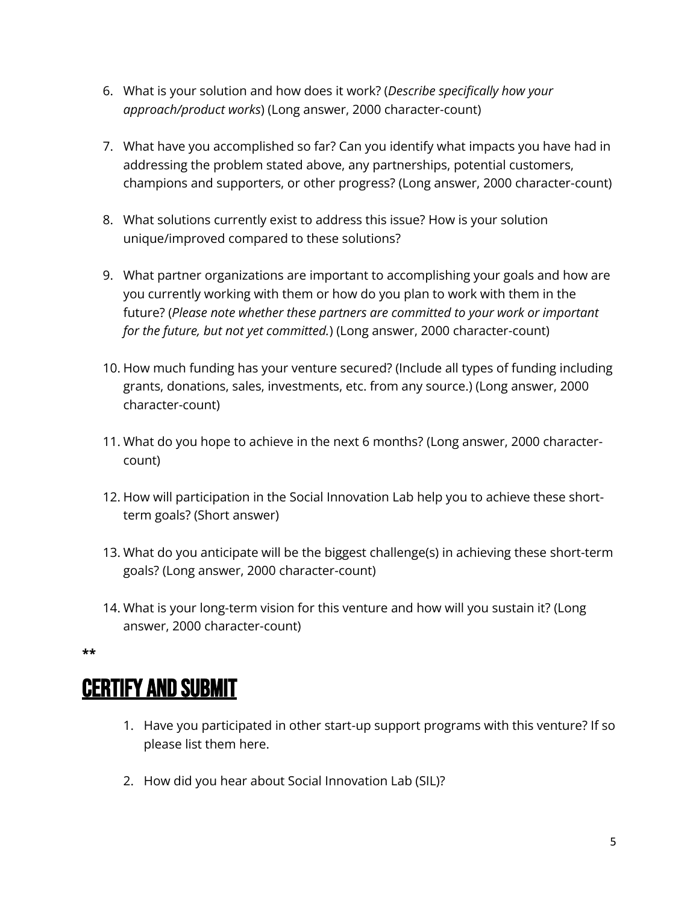6. What is your solution and how does it work? (*Describe specifically how your approach/product works*) (Long answer, 2000 character-count)

7. What have you accomplished so far? Can you identify what impacts you have had in addressing the problem stated above, any partnerships, potential customers, champions and supporters, or other progress? (Long answer, 2000 character-count)

8. What solutions currently exist to address this issue? How is your solution unique/improved compared to these solutions?

9. What partner organizations are important to accomplishing your goals and how are you currently working with them or how do you plan to work with them in the future? (*Please note whether these partners are committed to your work or important for the future, but not yet committed.*) (Long answer, 2000 character-count)

10. How much funding has your venture secured? (Include all types of funding including grants, donations, sales, investments, etc. from any source.) (Long answer, 2000 character-count)

11. What do you hope to achieve in the next 6 months? (Long answer, 2000 character-count)

12. How will participation in the Social Innovation Lab help you to achieve these short-term goals? (Short answer)

13. What do you anticipate will be the biggest challenge(s) in achieving these short-term goals? (Long answer, 2000 character-count)

14. What is your long-term vision for this venture and how will you sustain it? (Long answer, 2000 character-count)

**

## CERTIFY AND SUBMIT

1. Have you participated in other start-up support programs with this venture? If so please list them here.

2. How did you hear about Social Innovation Lab (SIL)?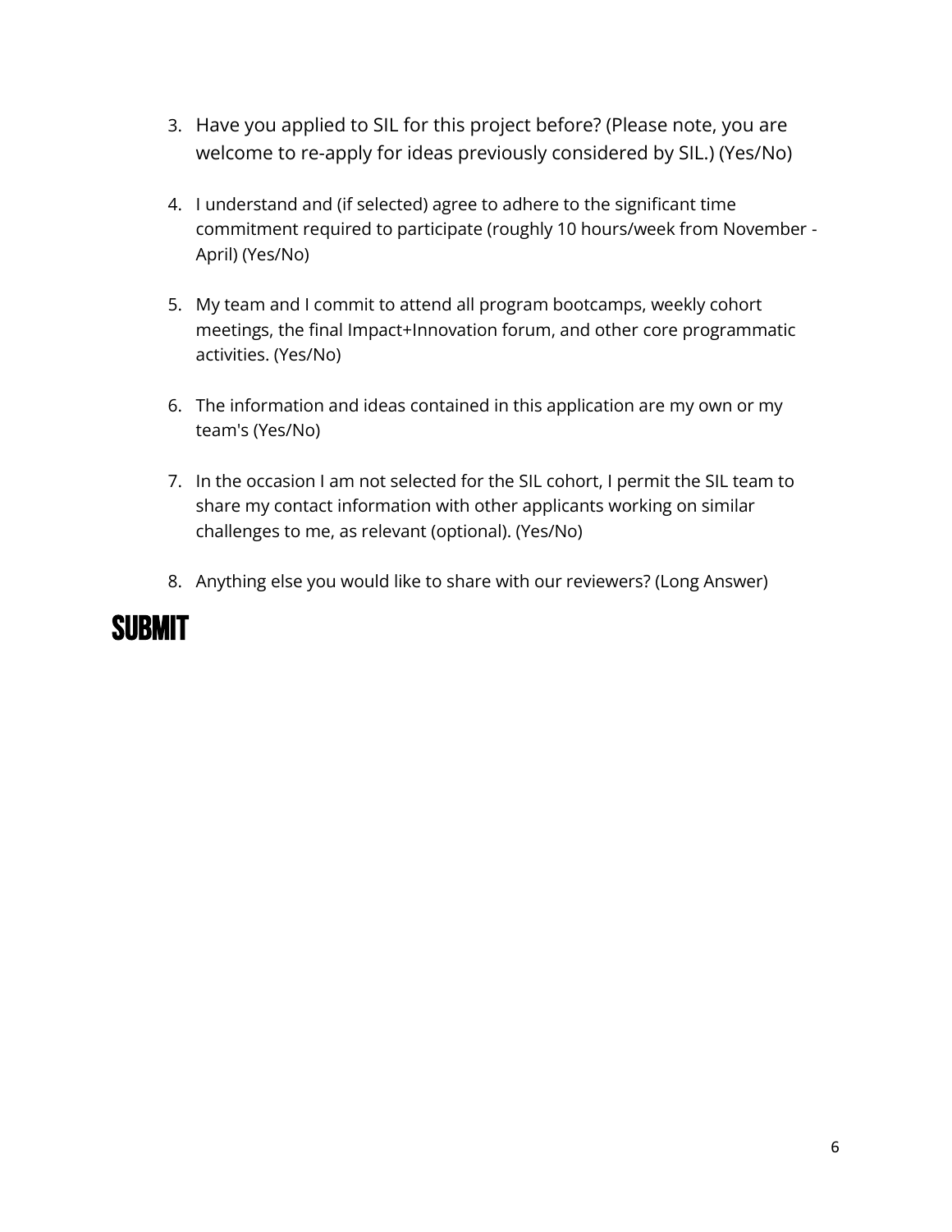3. Have you applied to SIL for this project before? (Please note, you are welcome to re-apply for ideas previously considered by SIL.) (Yes/No)

4. I understand and (if selected) agree to adhere to the significant time commitment required to participate (roughly 10 hours/week from November - April) (Yes/No)

5. My team and I commit to attend all program bootcamps, weekly cohort meetings, the final Impact+Innovation forum, and other core programmatic activities. (Yes/No)

6. The information and ideas contained in this application are my own or my team's (Yes/No)

7. In the occasion I am not selected for the SIL cohort, I permit the SIL team to share my contact information with other applicants working on similar challenges to me, as relevant (optional). (Yes/No)

8. Anything else you would like to share with our reviewers? (Long Answer)

# SUBMIT